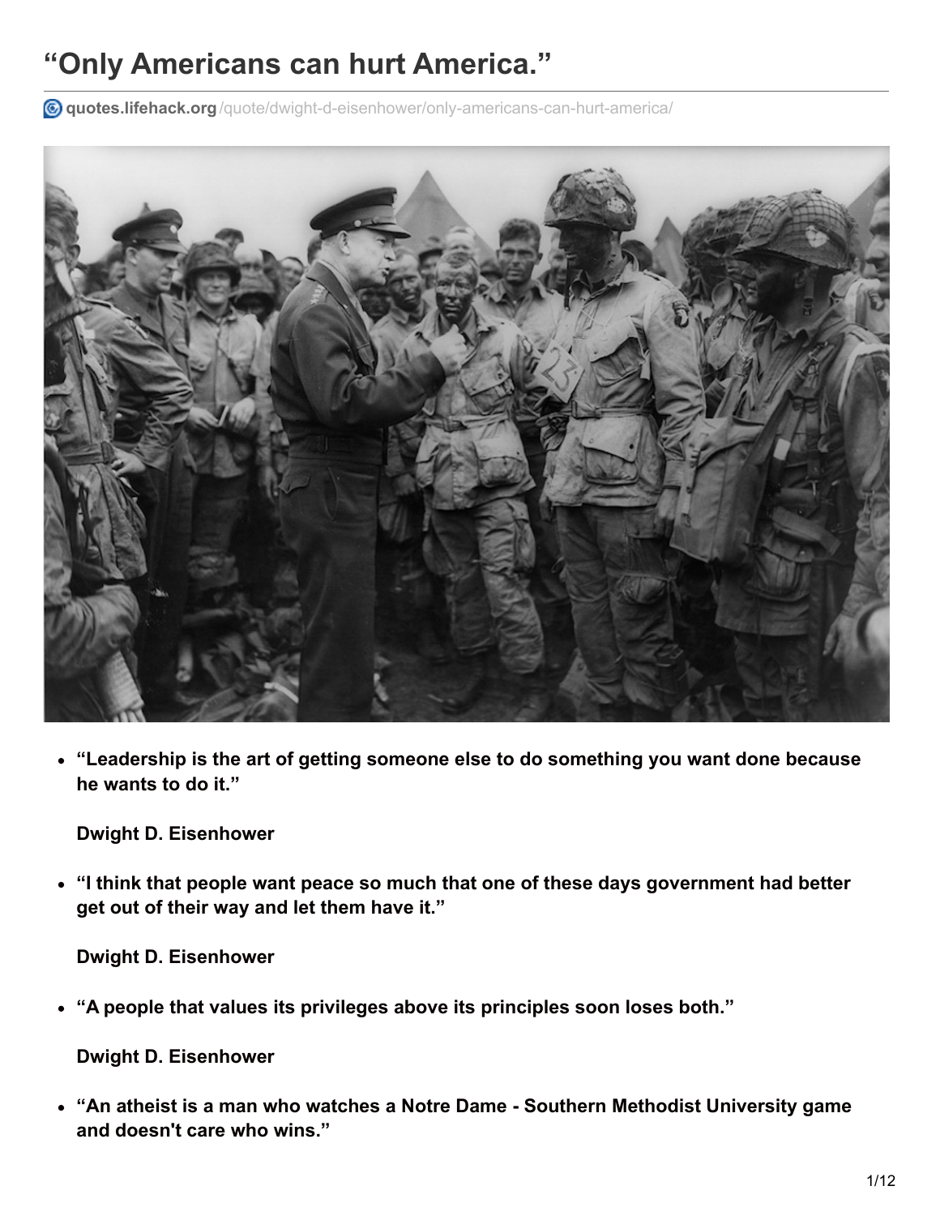# “Only Americans can hurt America.”

quotes.lifehack.org/quote/dwight-d-eisenhower/only-americans-can-hurt-america/

- **“Leadership is the art of getting someone else to do something you want done because he wants to do it.”**

  **Dwight D. Eisenhower**

- **“I think that people want peace so much that one of these days government had better get out of their way and let them have it.”**

  **Dwight D. Eisenhower**

- **“A people that values its privileges above its principles soon loses both.”**

  **Dwight D. Eisenhower**

- **“An atheist is a man who watches a Notre Dame - Southern Methodist University game and doesn't care who wins.”**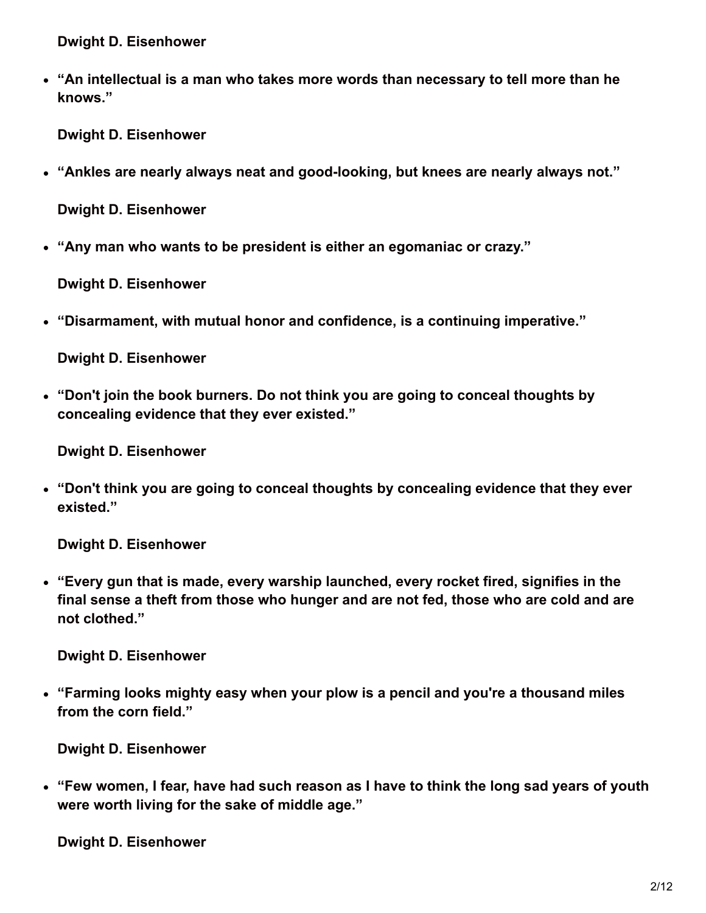**Dwight D. Eisenhower**

- **“An intellectual is a man who takes more words than necessary to tell more than he knows.”**

  **Dwight D. Eisenhower**

- **“Ankles are nearly always neat and good-looking, but knees are nearly always not.”**

  **Dwight D. Eisenhower**

- **“Any man who wants to be president is either an egomaniac or crazy.”**

  **Dwight D. Eisenhower**

- **“Disarmament, with mutual honor and confidence, is a continuing imperative.”**

  **Dwight D. Eisenhower**

- **“Don't join the book burners. Do not think you are going to conceal thoughts by concealing evidence that they ever existed.”**

  **Dwight D. Eisenhower**

- **“Don't think you are going to conceal thoughts by concealing evidence that they ever existed.”**

  **Dwight D. Eisenhower**

- **“Every gun that is made, every warship launched, every rocket fired, signifies in the final sense a theft from those who hunger and are not fed, those who are cold and are not clothed.”**

  **Dwight D. Eisenhower**

- **“Farming looks mighty easy when your plow is a pencil and you're a thousand miles from the corn field.”**

  **Dwight D. Eisenhower**

- **“Few women, I fear, have had such reason as I have to think the long sad years of youth were worth living for the sake of middle age.”**

  **Dwight D. Eisenhower**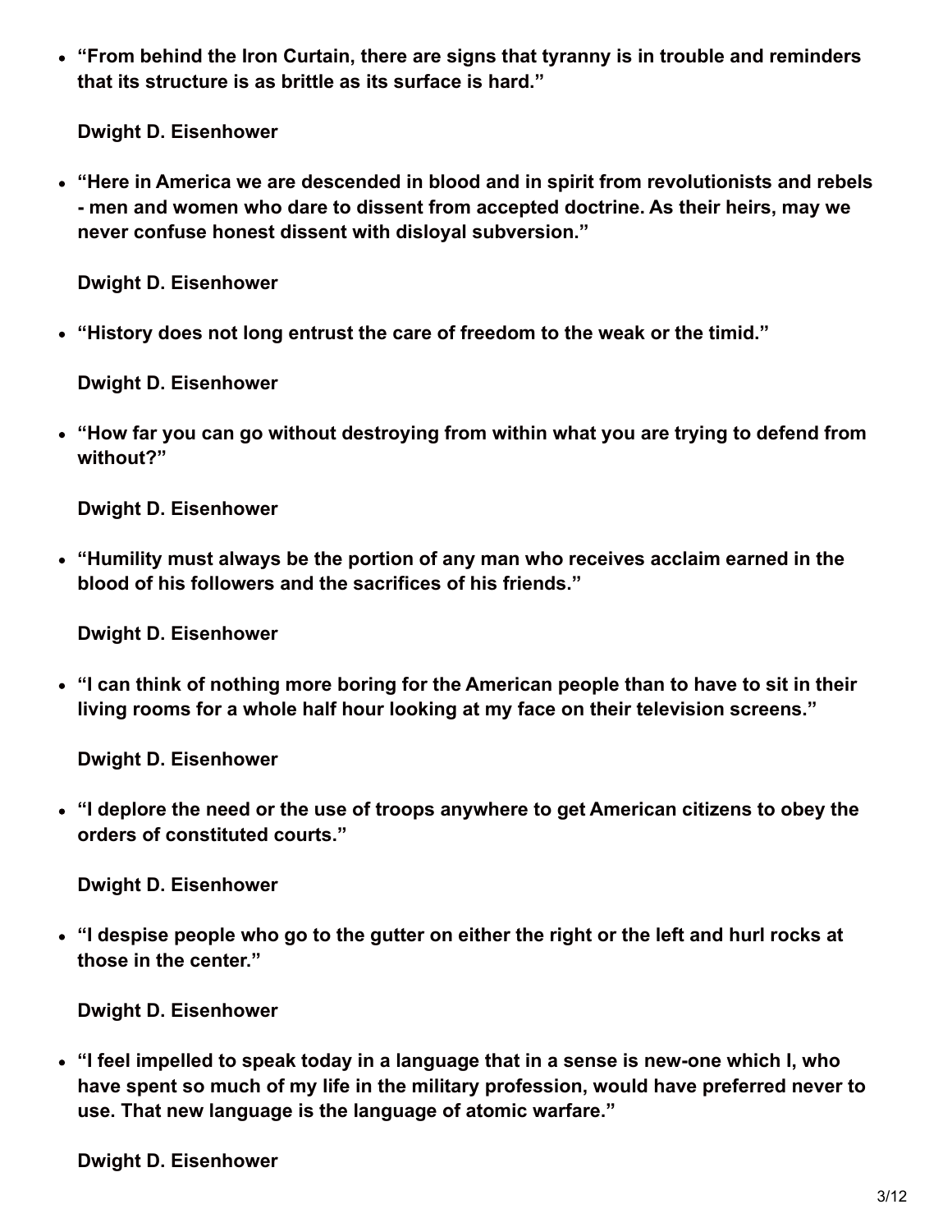- **“From behind the Iron Curtain, there are signs that tyranny is in trouble and reminders that its structure is as brittle as its surface is hard.”**

  **Dwight D. Eisenhower**

- **“Here in America we are descended in blood and in spirit from revolutionists and rebels - men and women who dare to dissent from accepted doctrine. As their heirs, may we never confuse honest dissent with disloyal subversion.”**

  **Dwight D. Eisenhower**

- **“History does not long entrust the care of freedom to the weak or the timid.”**

  **Dwight D. Eisenhower**

- **“How far you can go without destroying from within what you are trying to defend from without?”**

  **Dwight D. Eisenhower**

- **“Humility must always be the portion of any man who receives acclaim earned in the blood of his followers and the sacrifices of his friends.”**

  **Dwight D. Eisenhower**

- **“I can think of nothing more boring for the American people than to have to sit in their living rooms for a whole half hour looking at my face on their television screens.”**

  **Dwight D. Eisenhower**

- **“I deplore the need or the use of troops anywhere to get American citizens to obey the orders of constituted courts.”**

  **Dwight D. Eisenhower**

- **“I despise people who go to the gutter on either the right or the left and hurl rocks at those in the center.”**

  **Dwight D. Eisenhower**

- **“I feel impelled to speak today in a language that in a sense is new-one which I, who have spent so much of my life in the military profession, would have preferred never to use. That new language is the language of atomic warfare.”**

  **Dwight D. Eisenhower**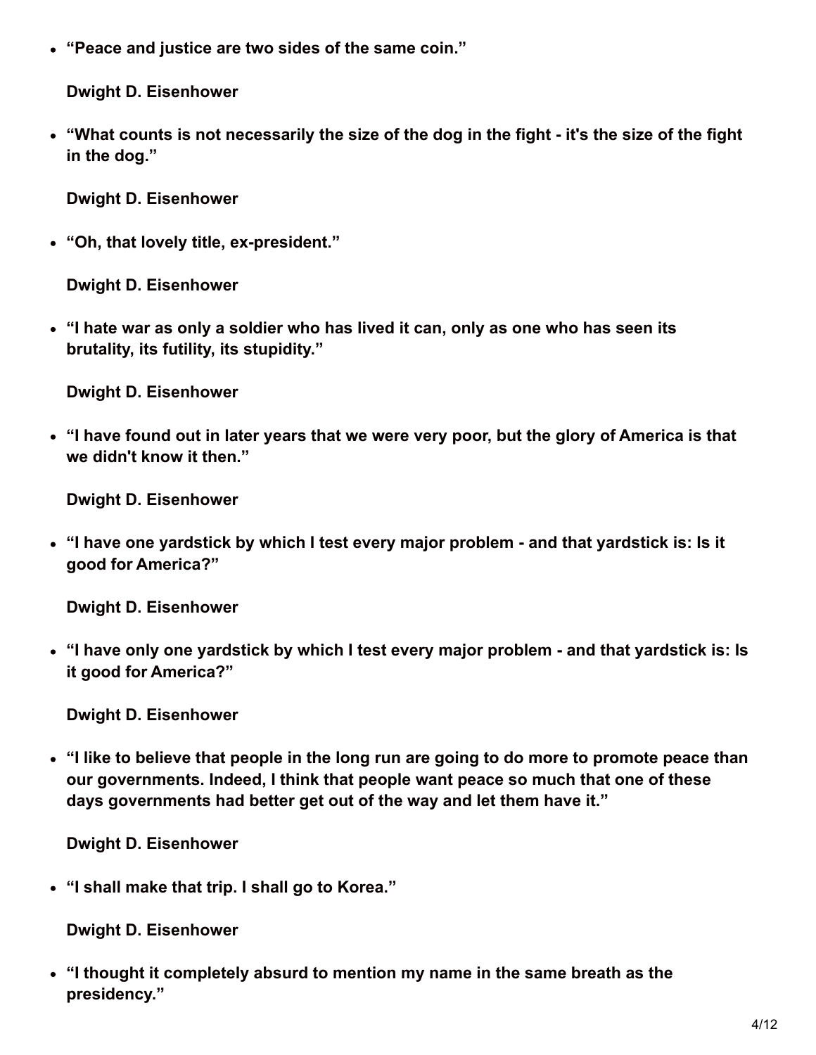- **"Peace and justice are two sides of the same coin."**

  **Dwight D. Eisenhower**

- **"What counts is not necessarily the size of the dog in the fight - it's the size of the fight in the dog."**

  **Dwight D. Eisenhower**

- **"Oh, that lovely title, ex-president."**

  **Dwight D. Eisenhower**

- **"I hate war as only a soldier who has lived it can, only as one who has seen its brutality, its futility, its stupidity."**

  **Dwight D. Eisenhower**

- **"I have found out in later years that we were very poor, but the glory of America is that we didn't know it then."**

  **Dwight D. Eisenhower**

- **"I have one yardstick by which I test every major problem - and that yardstick is: Is it good for America?"**

  **Dwight D. Eisenhower**

- **"I have only one yardstick by which I test every major problem - and that yardstick is: Is it good for America?"**

  **Dwight D. Eisenhower**

- **"I like to believe that people in the long run are going to do more to promote peace than our governments. Indeed, I think that people want peace so much that one of these days governments had better get out of the way and let them have it."**

  **Dwight D. Eisenhower**

- **"I shall make that trip. I shall go to Korea."**

  **Dwight D. Eisenhower**

- **"I thought it completely absurd to mention my name in the same breath as the presidency."**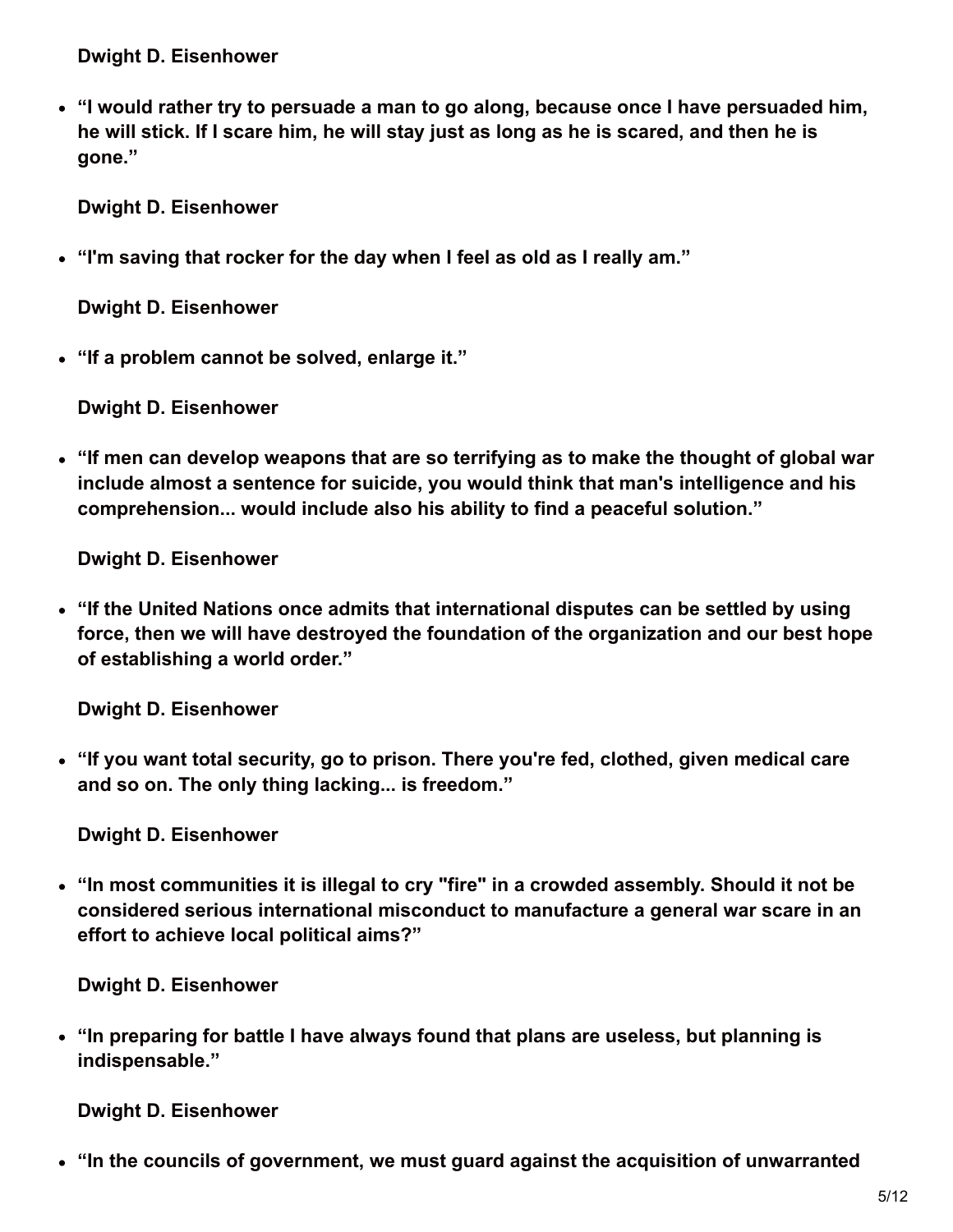**Dwight D. Eisenhower**

- **"I would rather try to persuade a man to go along, because once I have persuaded him, he will stick. If I scare him, he will stay just as long as he is scared, and then he is gone."**

  **Dwight D. Eisenhower**

- **"I'm saving that rocker for the day when I feel as old as I really am."**

  **Dwight D. Eisenhower**

- **"If a problem cannot be solved, enlarge it."**

  **Dwight D. Eisenhower**

- **"If men can develop weapons that are so terrifying as to make the thought of global war include almost a sentence for suicide, you would think that man's intelligence and his comprehension... would include also his ability to find a peaceful solution."**

  **Dwight D. Eisenhower**

- **"If the United Nations once admits that international disputes can be settled by using force, then we will have destroyed the foundation of the organization and our best hope of establishing a world order."**

  **Dwight D. Eisenhower**

- **"If you want total security, go to prison. There you're fed, clothed, given medical care and so on. The only thing lacking... is freedom."**

  **Dwight D. Eisenhower**

- **"In most communities it is illegal to cry "fire" in a crowded assembly. Should it not be considered serious international misconduct to manufacture a general war scare in an effort to achieve local political aims?"**

  **Dwight D. Eisenhower**

- **"In preparing for battle I have always found that plans are useless, but planning is indispensable."**

  **Dwight D. Eisenhower**

- **"In the councils of government, we must guard against the acquisition of unwarranted**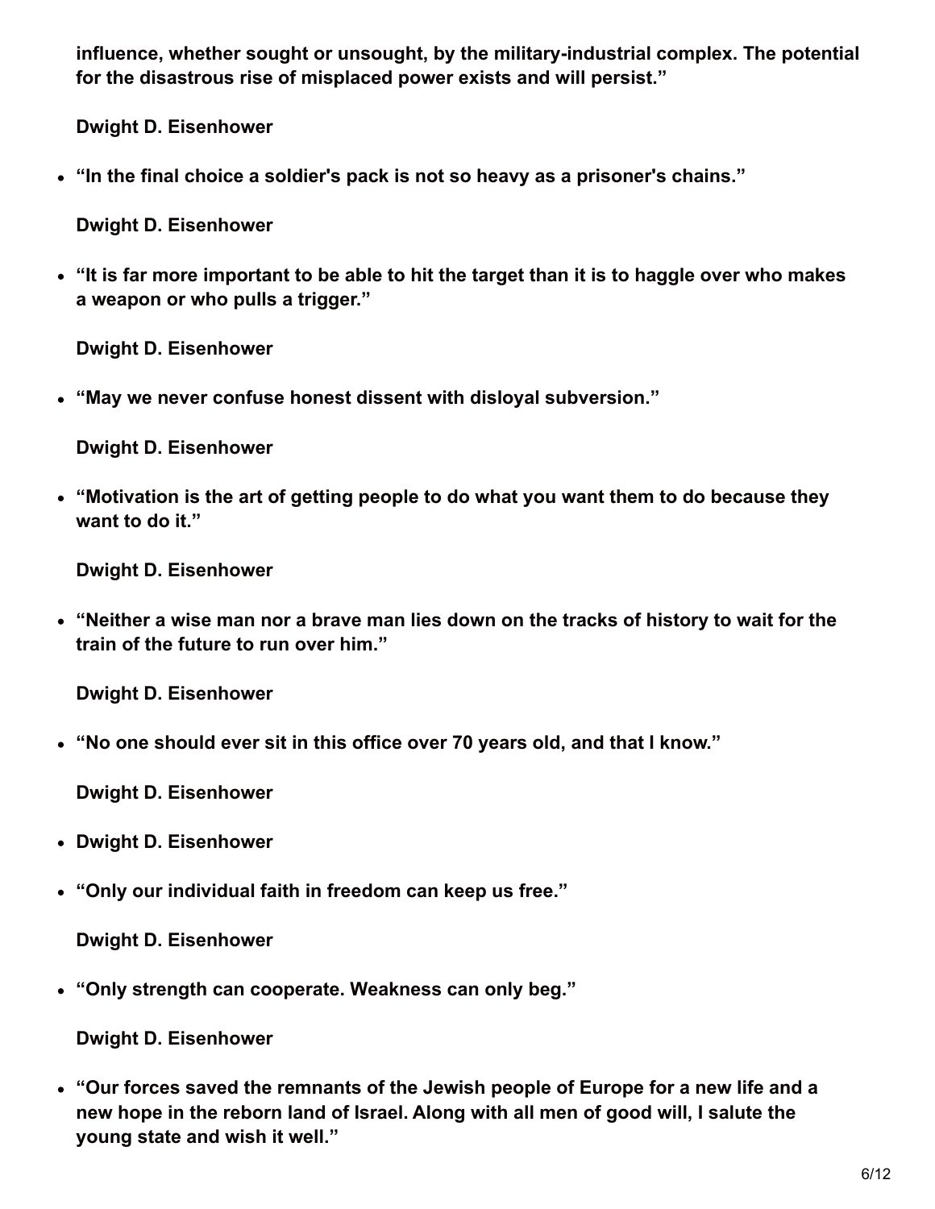**influence, whether sought or unsought, by the military-industrial complex. The potential for the disastrous rise of misplaced power exists and will persist.”**

**Dwight D. Eisenhower**

- **“In the final choice a soldier's pack is not so heavy as a prisoner's chains.”**

  **Dwight D. Eisenhower**

- **“It is far more important to be able to hit the target than it is to haggle over who makes a weapon or who pulls a trigger.”**

  **Dwight D. Eisenhower**

- **“May we never confuse honest dissent with disloyal subversion.”**

  **Dwight D. Eisenhower**

- **“Motivation is the art of getting people to do what you want them to do because they want to do it.”**

  **Dwight D. Eisenhower**

- **“Neither a wise man nor a brave man lies down on the tracks of history to wait for the train of the future to run over him.”**

  **Dwight D. Eisenhower**

- **“No one should ever sit in this office over 70 years old, and that I know.”**

  **Dwight D. Eisenhower**

- **Dwight D. Eisenhower**

- **“Only our individual faith in freedom can keep us free.”**

  **Dwight D. Eisenhower**

- **“Only strength can cooperate. Weakness can only beg.”**

  **Dwight D. Eisenhower**

- **“Our forces saved the remnants of the Jewish people of Europe for a new life and a new hope in the reborn land of Israel. Along with all men of good will, I salute the young state and wish it well.”**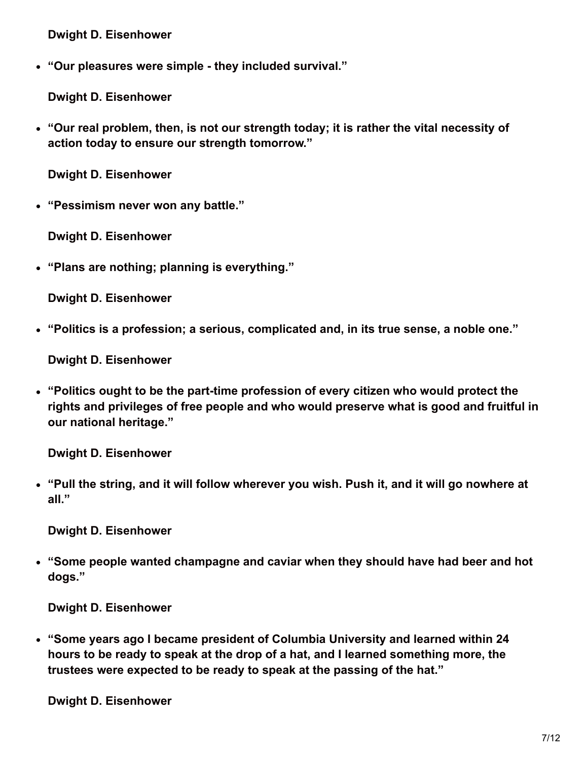**Dwight D. Eisenhower**

- **“Our pleasures were simple - they included survival.”**

  **Dwight D. Eisenhower**

- **“Our real problem, then, is not our strength today; it is rather the vital necessity of action today to ensure our strength tomorrow.”**

  **Dwight D. Eisenhower**

- **“Pessimism never won any battle.”**

  **Dwight D. Eisenhower**

- **“Plans are nothing; planning is everything.”**

  **Dwight D. Eisenhower**

- **“Politics is a profession; a serious, complicated and, in its true sense, a noble one.”**

  **Dwight D. Eisenhower**

- **“Politics ought to be the part-time profession of every citizen who would protect the rights and privileges of free people and who would preserve what is good and fruitful in our national heritage.”**

  **Dwight D. Eisenhower**

- **“Pull the string, and it will follow wherever you wish. Push it, and it will go nowhere at all.”**

  **Dwight D. Eisenhower**

- **“Some people wanted champagne and caviar when they should have had beer and hot dogs.”**

  **Dwight D. Eisenhower**

- **“Some years ago I became president of Columbia University and learned within 24 hours to be ready to speak at the drop of a hat, and I learned something more, the trustees were expected to be ready to speak at the passing of the hat.”**

  **Dwight D. Eisenhower**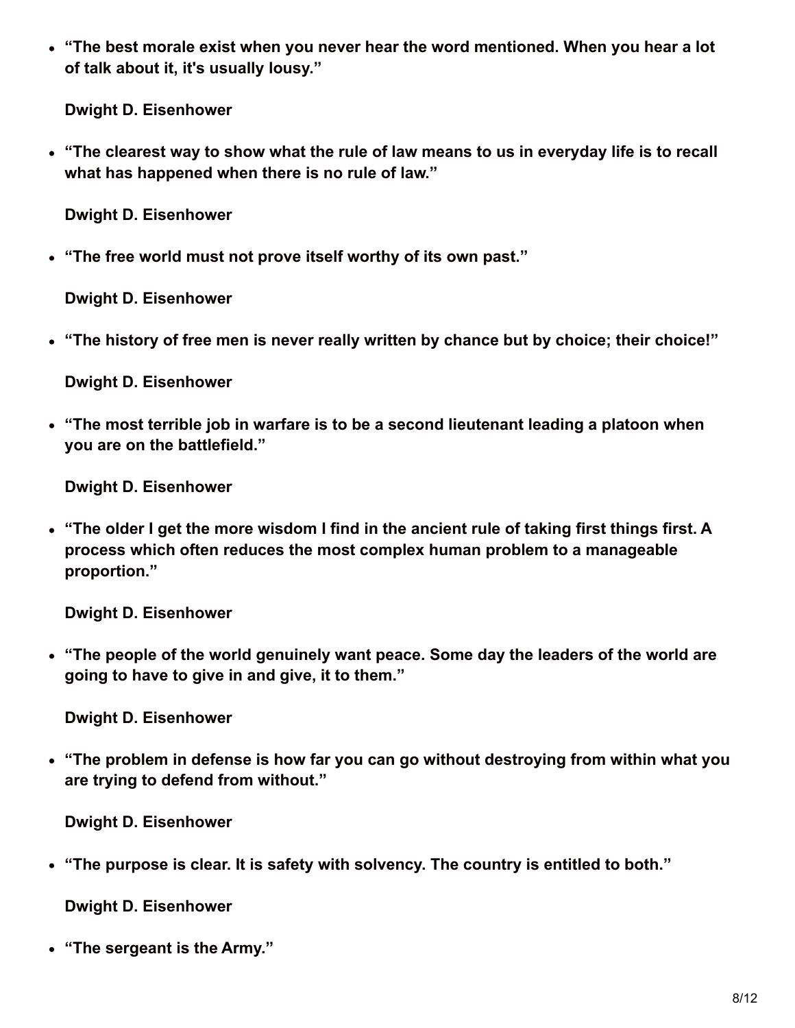- **"The best morale exist when you never hear the word mentioned. When you hear a lot of talk about it, it's usually lousy."**

  **Dwight D. Eisenhower**

- **"The clearest way to show what the rule of law means to us in everyday life is to recall what has happened when there is no rule of law."**

  **Dwight D. Eisenhower**

- **"The free world must not prove itself worthy of its own past."**

  **Dwight D. Eisenhower**

- **"The history of free men is never really written by chance but by choice; their choice!"**

  **Dwight D. Eisenhower**

- **"The most terrible job in warfare is to be a second lieutenant leading a platoon when you are on the battlefield."**

  **Dwight D. Eisenhower**

- **"The older I get the more wisdom I find in the ancient rule of taking first things first. A process which often reduces the most complex human problem to a manageable proportion."**

  **Dwight D. Eisenhower**

- **"The people of the world genuinely want peace. Some day the leaders of the world are going to have to give in and give, it to them."**

  **Dwight D. Eisenhower**

- **"The problem in defense is how far you can go without destroying from within what you are trying to defend from without."**

  **Dwight D. Eisenhower**

- **"The purpose is clear. It is safety with solvency. The country is entitled to both."**

  **Dwight D. Eisenhower**

- **"The sergeant is the Army."**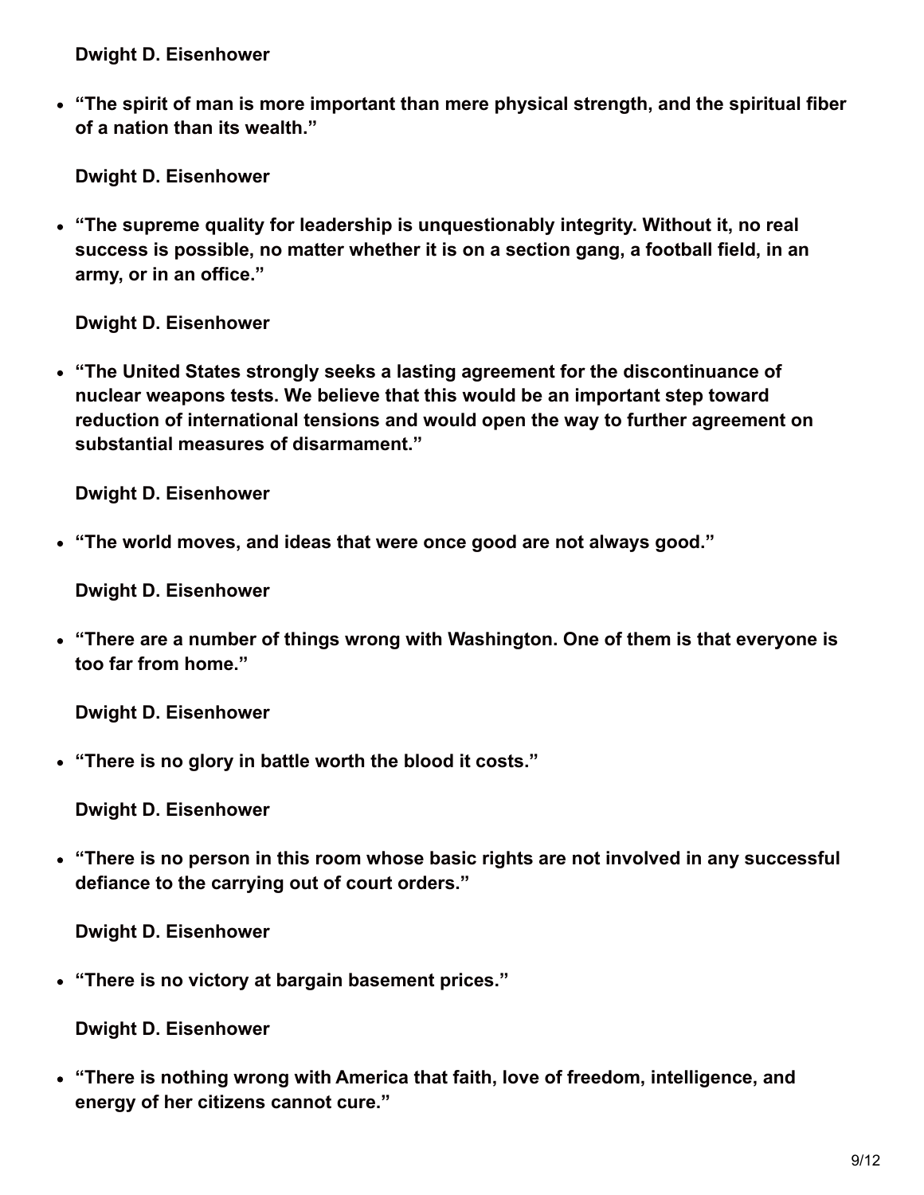**Dwight D. Eisenhower**

- **"The spirit of man is more important than mere physical strength, and the spiritual fiber of a nation than its wealth."**

  **Dwight D. Eisenhower**

- **"The supreme quality for leadership is unquestionably integrity. Without it, no real success is possible, no matter whether it is on a section gang, a football field, in an army, or in an office."**

  **Dwight D. Eisenhower**

- **"The United States strongly seeks a lasting agreement for the discontinuance of nuclear weapons tests. We believe that this would be an important step toward reduction of international tensions and would open the way to further agreement on substantial measures of disarmament."**

  **Dwight D. Eisenhower**

- **"The world moves, and ideas that were once good are not always good."**

  **Dwight D. Eisenhower**

- **"There are a number of things wrong with Washington. One of them is that everyone is too far from home."**

  **Dwight D. Eisenhower**

- **"There is no glory in battle worth the blood it costs."**

  **Dwight D. Eisenhower**

- **"There is no person in this room whose basic rights are not involved in any successful defiance to the carrying out of court orders."**

  **Dwight D. Eisenhower**

- **"There is no victory at bargain basement prices."**

  **Dwight D. Eisenhower**

- **"There is nothing wrong with America that faith, love of freedom, intelligence, and energy of her citizens cannot cure."**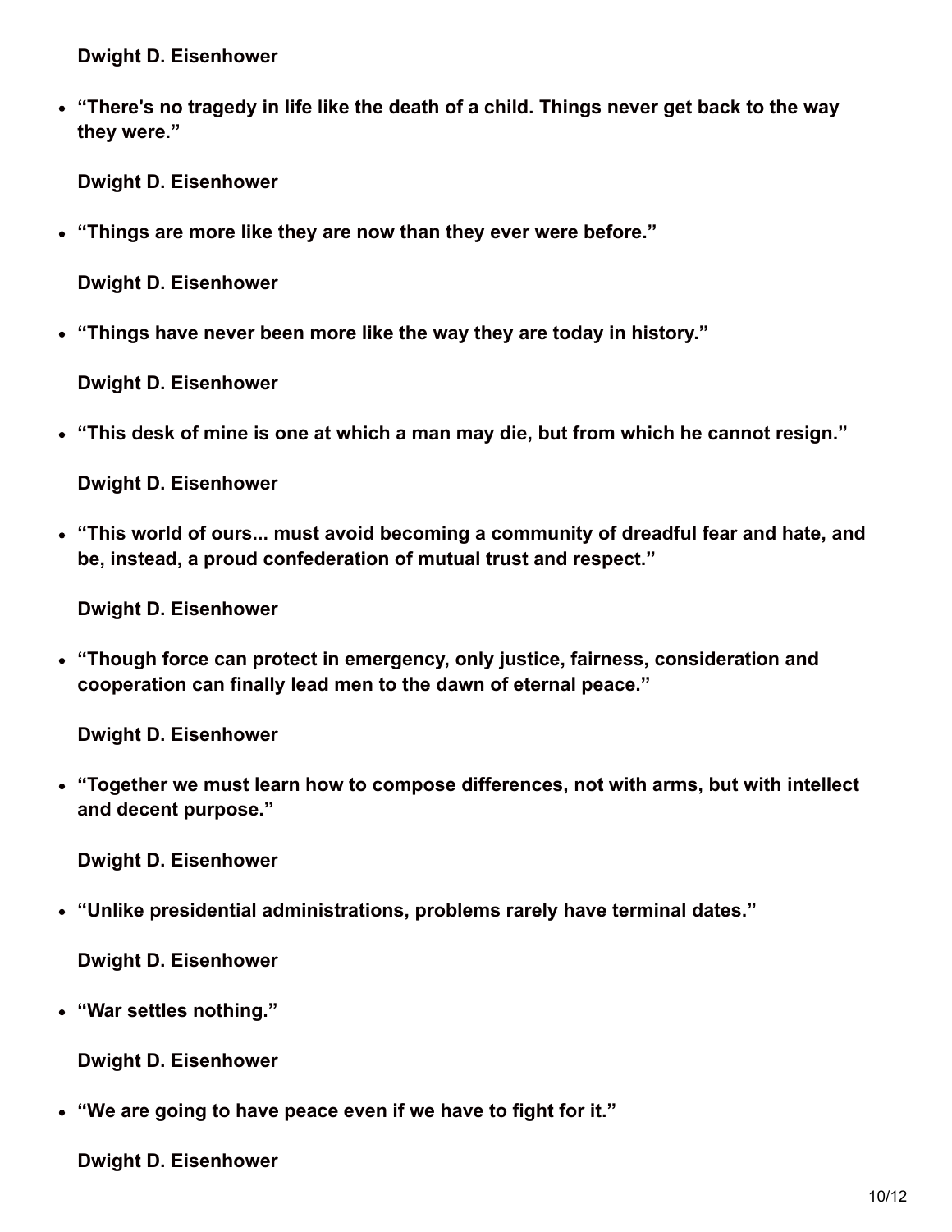**Dwight D. Eisenhower**

- **“There's no tragedy in life like the death of a child. Things never get back to the way they were.”**

  **Dwight D. Eisenhower**

- **“Things are more like they are now than they ever were before.”**

  **Dwight D. Eisenhower**

- **“Things have never been more like the way they are today in history.”**

  **Dwight D. Eisenhower**

- **“This desk of mine is one at which a man may die, but from which he cannot resign.”**

  **Dwight D. Eisenhower**

- **“This world of ours... must avoid becoming a community of dreadful fear and hate, and be, instead, a proud confederation of mutual trust and respect.”**

  **Dwight D. Eisenhower**

- **“Though force can protect in emergency, only justice, fairness, consideration and cooperation can finally lead men to the dawn of eternal peace.”**

  **Dwight D. Eisenhower**

- **“Together we must learn how to compose differences, not with arms, but with intellect and decent purpose.”**

  **Dwight D. Eisenhower**

- **“Unlike presidential administrations, problems rarely have terminal dates.”**

  **Dwight D. Eisenhower**

- **“War settles nothing.”**

  **Dwight D. Eisenhower**

- **“We are going to have peace even if we have to fight for it.”**

  **Dwight D. Eisenhower**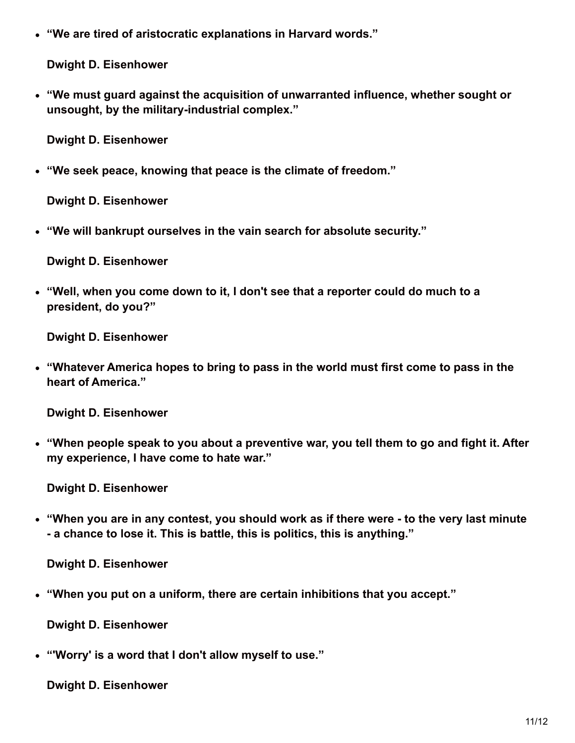- **“We are tired of aristocratic explanations in Harvard words.”**

  **Dwight D. Eisenhower**

- **“We must guard against the acquisition of unwarranted influence, whether sought or unsought, by the military-industrial complex.”**

  **Dwight D. Eisenhower**

- **“We seek peace, knowing that peace is the climate of freedom.”**

  **Dwight D. Eisenhower**

- **“We will bankrupt ourselves in the vain search for absolute security.”**

  **Dwight D. Eisenhower**

- **“Well, when you come down to it, I don't see that a reporter could do much to a president, do you?”**

  **Dwight D. Eisenhower**

- **“Whatever America hopes to bring to pass in the world must first come to pass in the heart of America.”**

  **Dwight D. Eisenhower**

- **“When people speak to you about a preventive war, you tell them to go and fight it. After my experience, I have come to hate war.”**

  **Dwight D. Eisenhower**

- **“When you are in any contest, you should work as if there were - to the very last minute - a chance to lose it. This is battle, this is politics, this is anything.”**

  **Dwight D. Eisenhower**

- **“When you put on a uniform, there are certain inhibitions that you accept.”**

  **Dwight D. Eisenhower**

- **“'Worry' is a word that I don't allow myself to use.”**

  **Dwight D. Eisenhower**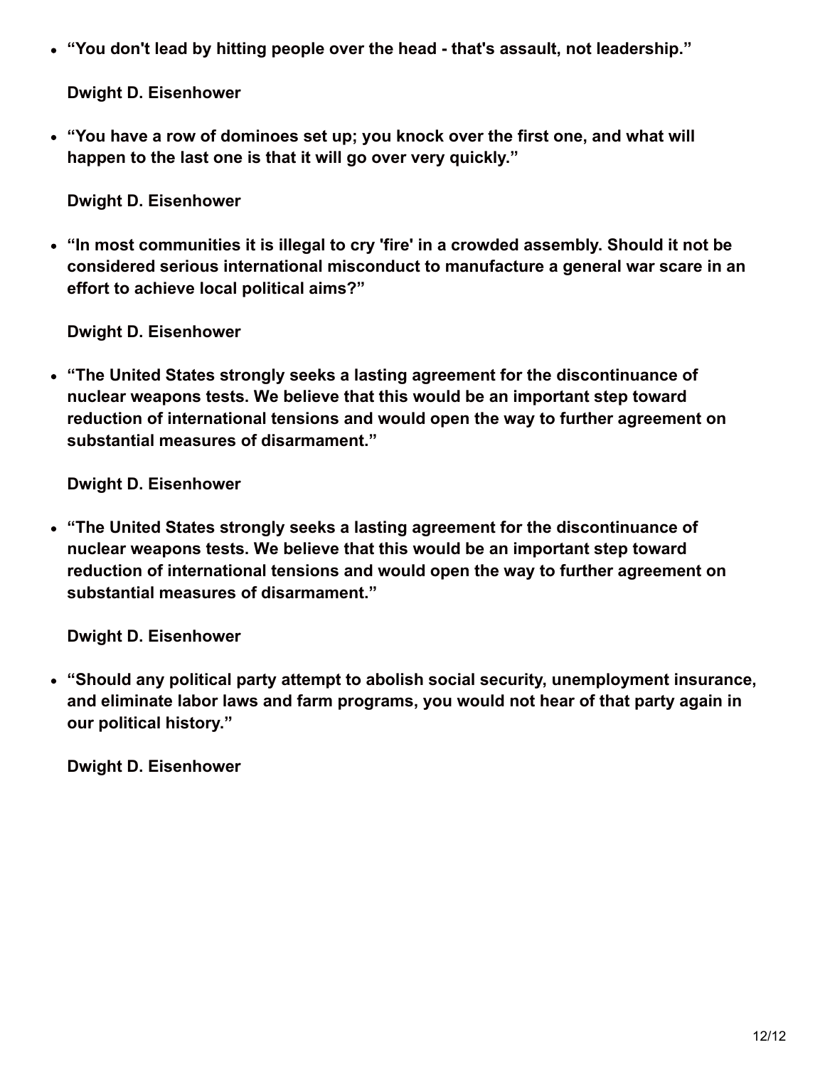- **"You don't lead by hitting people over the head - that's assault, not leadership."**

  **Dwight D. Eisenhower**

- **"You have a row of dominoes set up; you knock over the first one, and what will happen to the last one is that it will go over very quickly."**

  **Dwight D. Eisenhower**

- **"In most communities it is illegal to cry 'fire' in a crowded assembly. Should it not be considered serious international misconduct to manufacture a general war scare in an effort to achieve local political aims?"**

  **Dwight D. Eisenhower**

- **"The United States strongly seeks a lasting agreement for the discontinuance of nuclear weapons tests. We believe that this would be an important step toward reduction of international tensions and would open the way to further agreement on substantial measures of disarmament."**

  **Dwight D. Eisenhower**

- **"The United States strongly seeks a lasting agreement for the discontinuance of nuclear weapons tests. We believe that this would be an important step toward reduction of international tensions and would open the way to further agreement on substantial measures of disarmament."**

  **Dwight D. Eisenhower**

- **"Should any political party attempt to abolish social security, unemployment insurance, and eliminate labor laws and farm programs, you would not hear of that party again in our political history."**

  **Dwight D. Eisenhower**